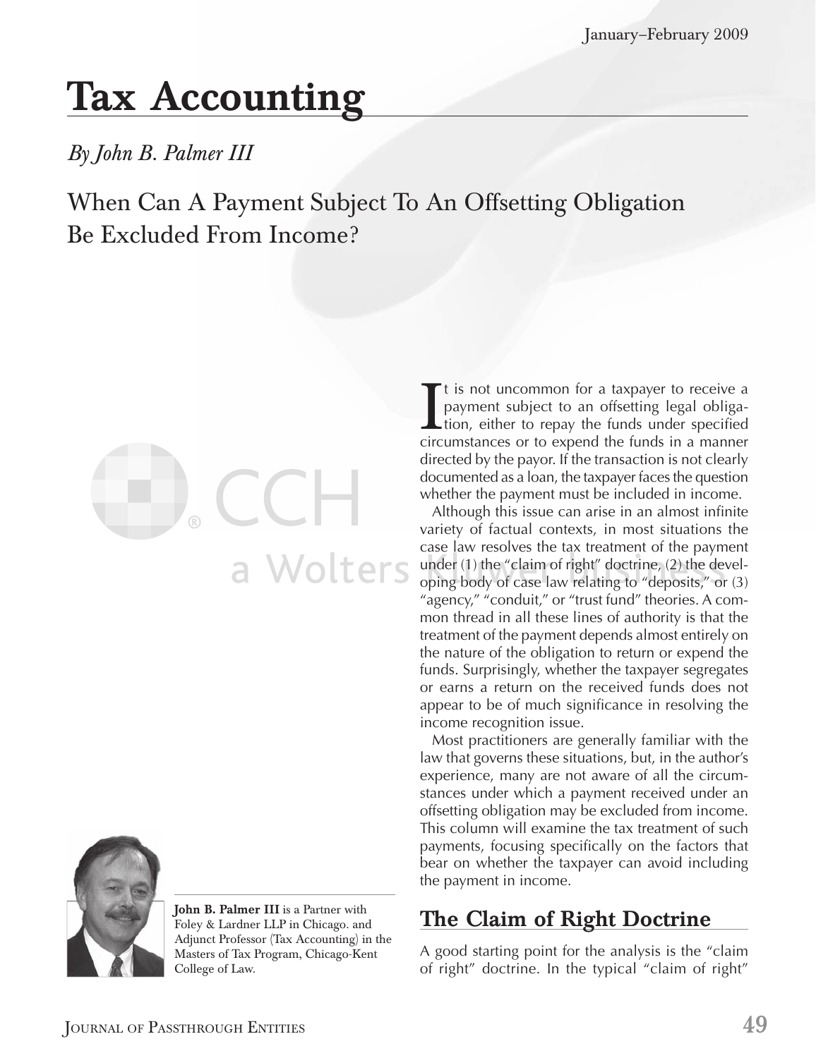# Tax Accounting

*By John B. Palmer III*

## When Can A Payment Subject To An Offsetting Obligation Be Excluded From Income?

**John B. Palmer III** is a Partner with Foley & Lardner LLP in Chicago. and Adjunct Professor (Tax Accounting) in the Masters of Tax Program, Chicago-Kent College of Law.

It is not uncommon for a taxpayer to receive a payment subject to an offsetting legal obligation, either to repay the funds under specified circumstances or to expend the funds in a manner directed by the payor. If the transaction is not clearly documented as a loan, the taxpayer faces the question whether the payment must be included in income.

Although this issue can arise in an almost infinite variety of factual contexts, in most situations the case law resolves the tax treatment of the payment under (1) the "claim of right" doctrine, (2) the developing body of case law relating to "deposits," or (3) "agency," "conduit," or "trust fund" theories. A common thread in all these lines of authority is that the treatment of the payment depends almost entirely on the nature of the obligation to return or expend the funds. Surprisingly, whether the taxpayer segregates or earns a return on the received funds does not appear to be of much significance in resolving the income recognition issue.

Most practitioners are generally familiar with the law that governs these situations, but, in the author's experience, many are not aware of all the circumstances under which a payment received under an offsetting obligation may be excluded from income. This column will examine the tax treatment of such payments, focusing specifically on the factors that bear on whether the taxpayer can avoid including the payment in income.

## The Claim of Right Doctrine

A good starting point for the analysis is the "claim of right" doctrine. In the typical "claim of right"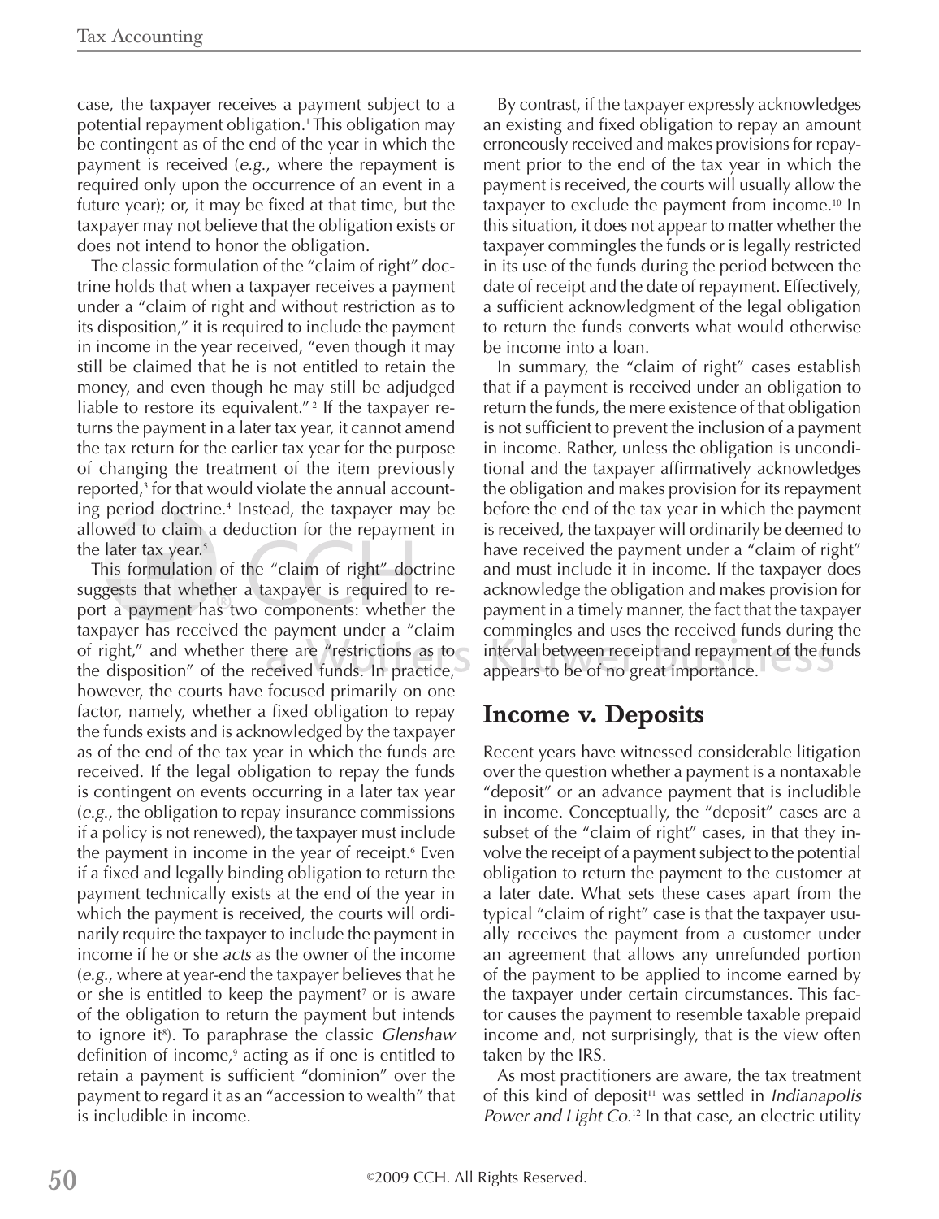case, the taxpayer receives a payment subject to a potential repayment obligation.[1] This obligation may be contingent as of the end of the year in which the payment is received (*e.g.*, where the repayment is required only upon the occurrence of an event in a future year); or, it may be fixed at that time, but the taxpayer may not believe that the obligation exists or does not intend to honor the obligation.

The classic formulation of the "claim of right" doctrine holds that when a taxpayer receives a payment under a "claim of right and without restriction as to its disposition," it is required to include the payment in income in the year received, "even though it may still be claimed that he is not entitled to retain the money, and even though he may still be adjudged liable to restore its equivalent."[2] If the taxpayer returns the payment in a later tax year, it cannot amend the tax return for the earlier tax year for the purpose of changing the treatment of the item previously reported,[3] for that would violate the annual accounting period doctrine.[4] Instead, the taxpayer may be allowed to claim a deduction for the repayment in the later tax year.[5]

This formulation of the "claim of right" doctrine suggests that whether a taxpayer is required to report a payment has two components: whether the taxpayer has received the payment under a "claim of right," and whether there are "restrictions as to the disposition" of the received funds. In practice, however, the courts have focused primarily on one factor, namely, whether a fixed obligation to repay the funds exists and is acknowledged by the taxpayer as of the end of the tax year in which the funds are received. If the legal obligation to repay the funds is contingent on events occurring in a later tax year (*e.g.*, the obligation to repay insurance commissions if a policy is not renewed), the taxpayer must include the payment in income in the year of receipt.[6] Even if a fixed and legally binding obligation to return the payment technically exists at the end of the year in which the payment is received, the courts will ordinarily require the taxpayer to include the payment in income if he or she *acts* as the owner of the income (*e.g.*, where at year-end the taxpayer believes that he or she is entitled to keep the payment[7] or is aware of the obligation to return the payment but intends to ignore it[8]). To paraphrase the classic *Glenshaw* definition of income,[9] acting as if one is entitled to retain a payment is sufficient "dominion" over the payment to regard it as an "accession to wealth" that is includible in income.

By contrast, if the taxpayer expressly acknowledges an existing and fixed obligation to repay an amount erroneously received and makes provisions for repayment prior to the end of the tax year in which the payment is received, the courts will usually allow the taxpayer to exclude the payment from income.[10] In this situation, it does not appear to matter whether the taxpayer commingles the funds or is legally restricted in its use of the funds during the period between the date of receipt and the date of repayment. Effectively, a sufficient acknowledgment of the legal obligation to return the funds converts what would otherwise be income into a loan.

In summary, the "claim of right" cases establish that if a payment is received under an obligation to return the funds, the mere existence of that obligation is not sufficient to prevent the inclusion of a payment in income. Rather, unless the obligation is unconditional and the taxpayer affirmatively acknowledges the obligation and makes provision for its repayment before the end of the tax year in which the payment is received, the taxpayer will ordinarily be deemed to have received the payment under a "claim of right" and must include it in income. If the taxpayer does acknowledge the obligation and makes provision for payment in a timely manner, the fact that the taxpayer commingles and uses the received funds during the interval between receipt and repayment of the funds appears to be of no great importance.

## Income v. Deposits

Recent years have witnessed considerable litigation over the question whether a payment is a nontaxable "deposit" or an advance payment that is includible in income. Conceptually, the "deposit" cases are a subset of the "claim of right" cases, in that they involve the receipt of a payment subject to the potential obligation to return the payment to the customer at a later date. What sets these cases apart from the typical "claim of right" case is that the taxpayer usually receives the payment from a customer under an agreement that allows any unrefunded portion of the payment to be applied to income earned by the taxpayer under certain circumstances. This factor causes the payment to resemble taxable prepaid income and, not surprisingly, that is the view often taken by the IRS.

As most practitioners are aware, the tax treatment of this kind of deposit[11] was settled in *Indianapolis Power and Light Co.*[12] In that case, an electric utility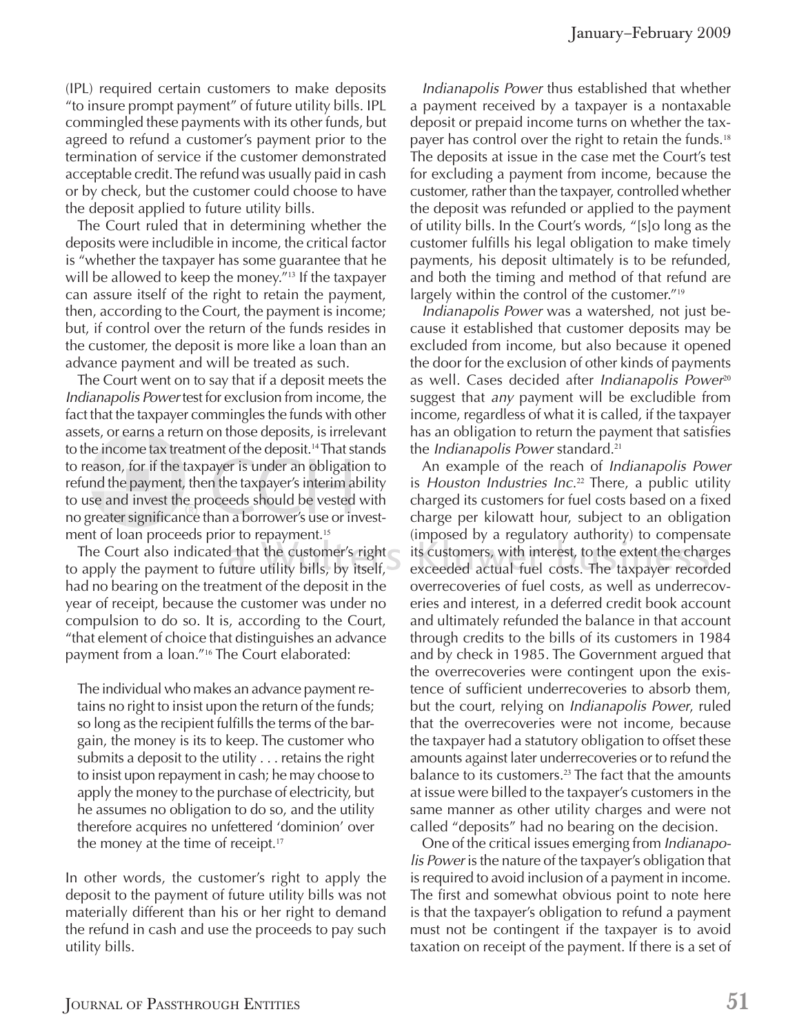(IPL) required certain customers to make deposits "to insure prompt payment" of future utility bills. IPL commingled these payments with its other funds, but agreed to refund a customer's payment prior to the termination of service if the customer demonstrated acceptable credit. The refund was usually paid in cash or by check, but the customer could choose to have the deposit applied to future utility bills.

The Court ruled that in determining whether the deposits were includible in income, the critical factor is "whether the taxpayer has some guarantee that he will be allowed to keep the money."[13] If the taxpayer can assure itself of the right to retain the payment, then, according to the Court, the payment is income; but, if control over the return of the funds resides in the customer, the deposit is more like a loan than an advance payment and will be treated as such.

The Court went on to say that if a deposit meets the *Indianapolis Power* test for exclusion from income, the fact that the taxpayer commingles the funds with other assets, or earns a return on those deposits, is irrelevant to the income tax treatment of the deposit.[14] That stands to reason, for if the taxpayer is under an obligation to refund the payment, then the taxpayer's interim ability to use and invest the proceeds should be vested with no greater significance than a borrower's use or investment of loan proceeds prior to repayment.[15]

The Court also indicated that the customer's right to apply the payment to future utility bills, by itself, had no bearing on the treatment of the deposit in the year of receipt, because the customer was under no compulsion to do so. It is, according to the Court, "that element of choice that distinguishes an advance payment from a loan."[16] The Court elaborated:

> The individual who makes an advance payment retains no right to insist upon the return of the funds; so long as the recipient fulfills the terms of the bargain, the money is its to keep. The customer who submits a deposit to the utility . . . retains the right to insist upon repayment in cash; he may choose to apply the money to the purchase of electricity, but he assumes no obligation to do so, and the utility therefore acquires no unfettered 'dominion' over the money at the time of receipt.[17]

In other words, the customer's right to apply the deposit to the payment of future utility bills was not materially different than his or her right to demand the refund in cash and use the proceeds to pay such utility bills.

*Indianapolis Power* thus established that whether a payment received by a taxpayer is a nontaxable deposit or prepaid income turns on whether the taxpayer has control over the right to retain the funds.[18] The deposits at issue in the case met the Court's test for excluding a payment from income, because the customer, rather than the taxpayer, controlled whether the deposit was refunded or applied to the payment of utility bills. In the Court's words, "[s]o long as the customer fulfills his legal obligation to make timely payments, his deposit ultimately is to be refunded, and both the timing and method of that refund are largely within the control of the customer."[19]

*Indianapolis Power* was a watershed, not just because it established that customer deposits may be excluded from income, but also because it opened the door for the exclusion of other kinds of payments as well. Cases decided after *Indianapolis Power*[20] suggest that *any* payment will be excludible from income, regardless of what it is called, if the taxpayer has an obligation to return the payment that satisfies the *Indianapolis Power* standard.[21]

An example of the reach of *Indianapolis Power* is *Houston Industries Inc.*[22] There, a public utility charged its customers for fuel costs based on a fixed charge per kilowatt hour, subject to an obligation (imposed by a regulatory authority) to compensate its customers, with interest, to the extent the charges exceeded actual fuel costs. The taxpayer recorded overrecoveries of fuel costs, as well as underrecoveries and interest, in a deferred credit book account and ultimately refunded the balance in that account through credits to the bills of its customers in 1984 and by check in 1985. The Government argued that the overrecoveries were contingent upon the existence of sufficient underrecoveries to absorb them, but the court, relying on *Indianapolis Power*, ruled that the overrecoveries were not income, because the taxpayer had a statutory obligation to offset these amounts against later underrecoveries or to refund the balance to its customers.[23] The fact that the amounts at issue were billed to the taxpayer's customers in the same manner as other utility charges and were not called "deposits" had no bearing on the decision.

One of the critical issues emerging from *Indianapolis Power* is the nature of the taxpayer's obligation that is required to avoid inclusion of a payment in income. The first and somewhat obvious point to note here is that the taxpayer's obligation to refund a payment must not be contingent if the taxpayer is to avoid taxation on receipt of the payment. If there is a set of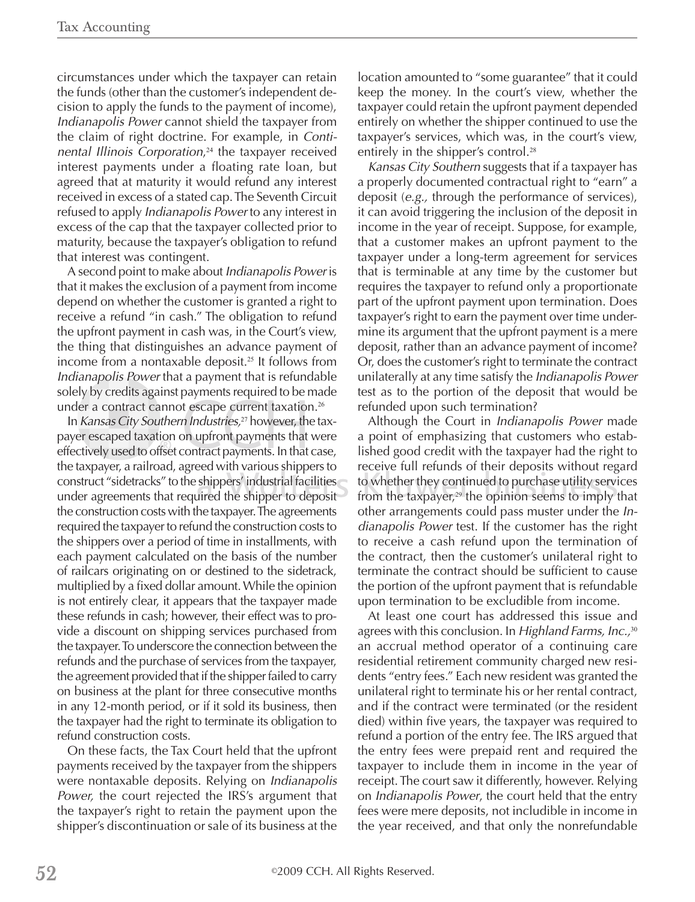circumstances under which the taxpayer can retain the funds (other than the customer's independent decision to apply the funds to the payment of income), *Indianapolis Power* cannot shield the taxpayer from the claim of right doctrine. For example, in *Continental Illinois Corporation*,[24] the taxpayer received interest payments under a floating rate loan, but agreed that at maturity it would refund any interest received in excess of a stated cap. The Seventh Circuit refused to apply *Indianapolis Power* to any interest in excess of the cap that the taxpayer collected prior to maturity, because the taxpayer's obligation to refund that interest was contingent.

A second point to make about *Indianapolis Power* is that it makes the exclusion of a payment from income depend on whether the customer is granted a right to receive a refund "in cash." The obligation to refund the upfront payment in cash was, in the Court's view, the thing that distinguishes an advance payment of income from a nontaxable deposit.[25] It follows from *Indianapolis Power* that a payment that is refundable solely by credits against payments required to be made under a contract cannot escape current taxation.[26]

In *Kansas City Southern Industries*,[27] however, the taxpayer escaped taxation on upfront payments that were effectively used to offset contract payments. In that case, the taxpayer, a railroad, agreed with various shippers to construct "sidetracks" to the shippers' industrial facilities under agreements that required the shipper to deposit the construction costs with the taxpayer. The agreements required the taxpayer to refund the construction costs to the shippers over a period of time in installments, with each payment calculated on the basis of the number of railcars originating on or destined to the sidetrack, multiplied by a fixed dollar amount. While the opinion is not entirely clear, it appears that the taxpayer made these refunds in cash; however, their effect was to provide a discount on shipping services purchased from the taxpayer. To underscore the connection between the refunds and the purchase of services from the taxpayer, the agreement provided that if the shipper failed to carry on business at the plant for three consecutive months in any 12-month period, or if it sold its business, then the taxpayer had the right to terminate its obligation to refund construction costs.

On these facts, the Tax Court held that the upfront payments received by the taxpayer from the shippers were nontaxable deposits. Relying on *Indianapolis Power*, the court rejected the IRS's argument that the taxpayer's right to retain the payment upon the shipper's discontinuation or sale of its business at the location amounted to "some guarantee" that it could keep the money. In the court's view, whether the taxpayer could retain the upfront payment depended entirely on whether the shipper continued to use the taxpayer's services, which was, in the court's view, entirely in the shipper's control.[28]

*Kansas City Southern* suggests that if a taxpayer has a properly documented contractual right to "earn" a deposit (*e.g.*, through the performance of services), it can avoid triggering the inclusion of the deposit in income in the year of receipt. Suppose, for example, that a customer makes an upfront payment to the taxpayer under a long-term agreement for services that is terminable at any time by the customer but requires the taxpayer to refund only a proportionate part of the upfront payment upon termination. Does taxpayer's right to earn the payment over time undermine its argument that the upfront payment is a mere deposit, rather than an advance payment of income? Or, does the customer's right to terminate the contract unilaterally at any time satisfy the *Indianapolis Power* test as to the portion of the deposit that would be refunded upon such termination?

Although the Court in *Indianapolis Power* made a point of emphasizing that customers who established good credit with the taxpayer had the right to receive full refunds of their deposits without regard to whether they continued to purchase utility services from the taxpayer,[29] the opinion seems to imply that other arrangements could pass muster under the *Indianapolis Power* test. If the customer has the right to receive a cash refund upon the termination of the contract, then the customer's unilateral right to terminate the contract should be sufficient to cause the portion of the upfront payment that is refundable upon termination to be excludible from income.

At least one court has addressed this issue and agrees with this conclusion. In *Highland Farms, Inc.*,[30] an accrual method operator of a continuing care residential retirement community charged new residents "entry fees." Each new resident was granted the unilateral right to terminate his or her rental contract, and if the contract were terminated (or the resident died) within five years, the taxpayer was required to refund a portion of the entry fee. The IRS argued that the entry fees were prepaid rent and required the taxpayer to include them in income in the year of receipt. The court saw it differently, however. Relying on *Indianapolis Power*, the court held that the entry fees were mere deposits, not includible in income in the year received, and that only the nonrefundable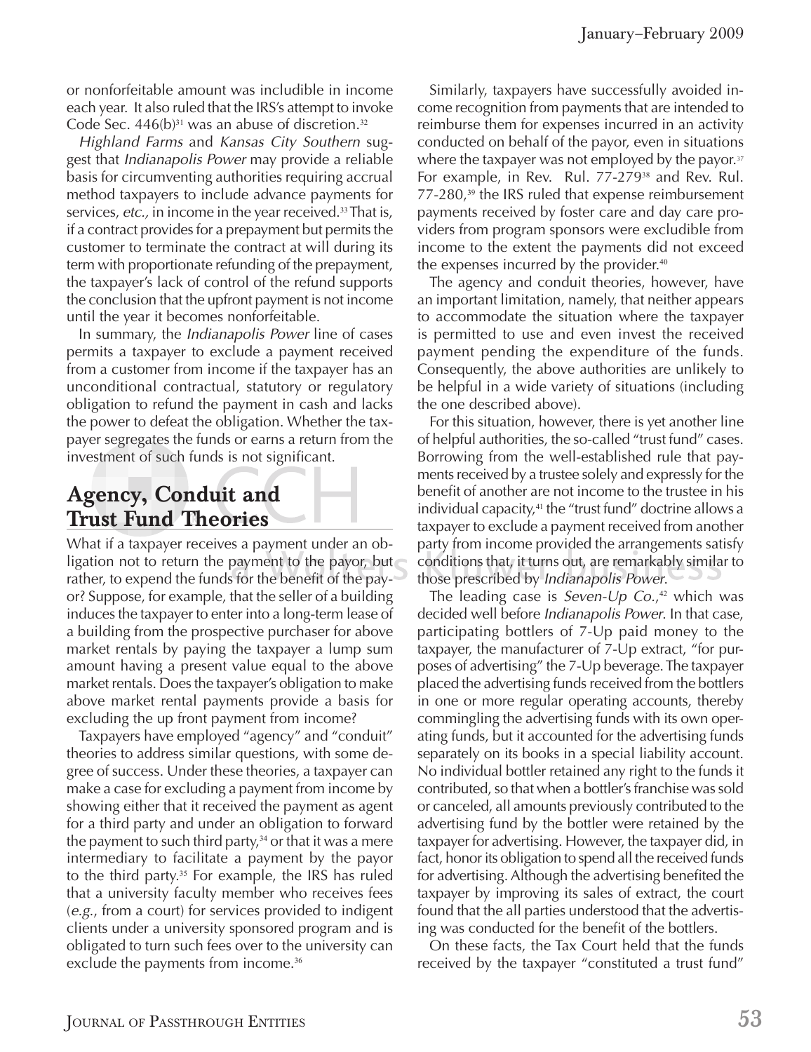or nonforfeitable amount was includible in income each year. It also ruled that the IRS's attempt to invoke Code Sec. 446(b)[31] was an abuse of discretion.[32]

*Highland Farms* and *Kansas City Southern* suggest that *Indianapolis Power* may provide a reliable basis for circumventing authorities requiring accrual method taxpayers to include advance payments for services, *etc.,* in income in the year received.[33] That is, if a contract provides for a prepayment but permits the customer to terminate the contract at will during its term with proportionate refunding of the prepayment, the taxpayer's lack of control of the refund supports the conclusion that the upfront payment is not income until the year it becomes nonforfeitable.

In summary, the *Indianapolis Power* line of cases permits a taxpayer to exclude a payment received from a customer from income if the taxpayer has an unconditional contractual, statutory or regulatory obligation to refund the payment in cash and lacks the power to defeat the obligation. Whether the taxpayer segregates the funds or earns a return from the investment of such funds is not significant.

## Agency, Conduit and Trust Fund Theories

What if a taxpayer receives a payment under an obligation not to return the payment to the payor, but rather, to expend the funds for the benefit of the payor? Suppose, for example, that the seller of a building induces the taxpayer to enter into a long-term lease of a building from the prospective purchaser for above market rentals by paying the taxpayer a lump sum amount having a present value equal to the above market rentals. Does the taxpayer's obligation to make above market rental payments provide a basis for excluding the up front payment from income?

Taxpayers have employed "agency" and "conduit" theories to address similar questions, with some degree of success. Under these theories, a taxpayer can make a case for excluding a payment from income by showing either that it received the payment as agent for a third party and under an obligation to forward the payment to such third party,[34] or that it was a mere intermediary to facilitate a payment by the payor to the third party.[35] For example, the IRS has ruled that a university faculty member who receives fees (*e.g.*, from a court) for services provided to indigent clients under a university sponsored program and is obligated to turn such fees over to the university can exclude the payments from income.[36]

Similarly, taxpayers have successfully avoided income recognition from payments that are intended to reimburse them for expenses incurred in an activity conducted on behalf of the payor, even in situations where the taxpayer was not employed by the payor.[37] For example, in Rev. Rul. 77-279[38] and Rev. Rul. 77-280,[39] the IRS ruled that expense reimbursement payments received by foster care and day care providers from program sponsors were excludible from income to the extent the payments did not exceed the expenses incurred by the provider.[40]

The agency and conduit theories, however, have an important limitation, namely, that neither appears to accommodate the situation where the taxpayer is permitted to use and even invest the received payment pending the expenditure of the funds. Consequently, the above authorities are unlikely to be helpful in a wide variety of situations (including the one described above).

For this situation, however, there is yet another line of helpful authorities, the so-called "trust fund" cases. Borrowing from the well-established rule that payments received by a trustee solely and expressly for the benefit of another are not income to the trustee in his individual capacity,[41] the "trust fund" doctrine allows a taxpayer to exclude a payment received from another party from income provided the arrangements satisfy conditions that, it turns out, are remarkably similar to those prescribed by *Indianapolis Power*.

The leading case is *Seven-Up Co.*,[42] which was decided well before *Indianapolis Power*. In that case, participating bottlers of 7-Up paid money to the taxpayer, the manufacturer of 7-Up extract, "for purposes of advertising" the 7-Up beverage. The taxpayer placed the advertising funds received from the bottlers in one or more regular operating accounts, thereby commingling the advertising funds with its own operating funds, but it accounted for the advertising funds separately on its books in a special liability account. No individual bottler retained any right to the funds it contributed, so that when a bottler's franchise was sold or canceled, all amounts previously contributed to the advertising fund by the bottler were retained by the taxpayer for advertising. However, the taxpayer did, in fact, honor its obligation to spend all the received funds for advertising. Although the advertising benefited the taxpayer by improving its sales of extract, the court found that the all parties understood that the advertising was conducted for the benefit of the bottlers.

On these facts, the Tax Court held that the funds received by the taxpayer "constituted a trust fund"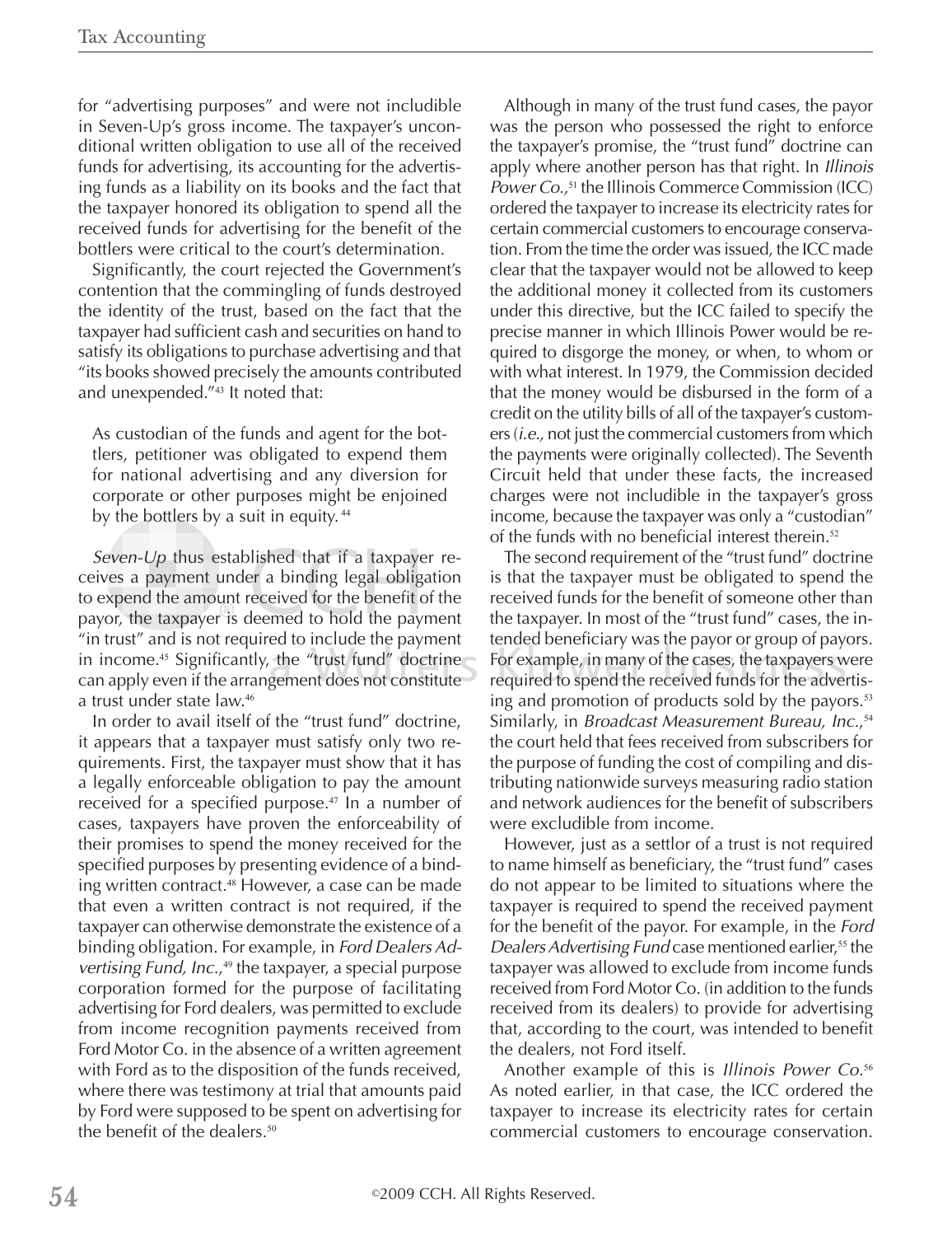for "advertising purposes" and were not includible in Seven-Up's gross income. The taxpayer's unconditional written obligation to use all of the received funds for advertising, its accounting for the advertising funds as a liability on its books and the fact that the taxpayer honored its obligation to spend all the received funds for advertising for the benefit of the bottlers were critical to the court's determination.

Significantly, the court rejected the Government's contention that the commingling of funds destroyed the identity of the trust, based on the fact that the taxpayer had sufficient cash and securities on hand to satisfy its obligations to purchase advertising and that "its books showed precisely the amounts contributed and unexpended."[43] It noted that:

> As custodian of the funds and agent for the bottlers, petitioner was obligated to expend them for national advertising and any diversion for corporate or other purposes might be enjoined by the bottlers by a suit in equity.[44]

*Seven-Up* thus established that if a taxpayer receives a payment under a binding legal obligation to expend the amount received for the benefit of the payor, the taxpayer is deemed to hold the payment "in trust" and is not required to include the payment in income.[45] Significantly, the "trust fund" doctrine can apply even if the arrangement does not constitute a trust under state law.[46]

In order to avail itself of the "trust fund" doctrine, it appears that a taxpayer must satisfy only two requirements. First, the taxpayer must show that it has a legally enforceable obligation to pay the amount received for a specified purpose.[47] In a number of cases, taxpayers have proven the enforceability of their promises to spend the money received for the specified purposes by presenting evidence of a binding written contract.[48] However, a case can be made that even a written contract is not required, if the taxpayer can otherwise demonstrate the existence of a binding obligation. For example, in *Ford Dealers Advertising Fund, Inc.*,[49] the taxpayer, a special purpose corporation formed for the purpose of facilitating advertising for Ford dealers, was permitted to exclude from income recognition payments received from Ford Motor Co. in the absence of a written agreement with Ford as to the disposition of the funds received, where there was testimony at trial that amounts paid by Ford were supposed to be spent on advertising for the benefit of the dealers.[50]

Although in many of the trust fund cases, the payor was the person who possessed the right to enforce the taxpayer's promise, the "trust fund" doctrine can apply where another person has that right. In *Illinois Power Co.*,[51] the Illinois Commerce Commission (ICC) ordered the taxpayer to increase its electricity rates for certain commercial customers to encourage conservation. From the time the order was issued, the ICC made clear that the taxpayer would not be allowed to keep the additional money it collected from its customers under this directive, but the ICC failed to specify the precise manner in which Illinois Power would be required to disgorge the money, or when, to whom or with what interest. In 1979, the Commission decided that the money would be disbursed in the form of a credit on the utility bills of all of the taxpayer's customers (*i.e.,* not just the commercial customers from which the payments were originally collected). The Seventh Circuit held that under these facts, the increased charges were not includible in the taxpayer's gross income, because the taxpayer was only a "custodian" of the funds with no beneficial interest therein.[52]

The second requirement of the "trust fund" doctrine is that the taxpayer must be obligated to spend the received funds for the benefit of someone other than the taxpayer. In most of the "trust fund" cases, the intended beneficiary was the payor or group of payors. For example, in many of the cases, the taxpayers were required to spend the received funds for the advertising and promotion of products sold by the payors.[53] Similarly, in *Broadcast Measurement Bureau, Inc.*,[54] the court held that fees received from subscribers for the purpose of funding the cost of compiling and distributing nationwide surveys measuring radio station and network audiences for the benefit of subscribers were excludible from income.

However, just as a settlor of a trust is not required to name himself as beneficiary, the "trust fund" cases do not appear to be limited to situations where the taxpayer is required to spend the received payment for the benefit of the payor. For example, in the *Ford Dealers Advertising Fund* case mentioned earlier,[55] the taxpayer was allowed to exclude from income funds received from Ford Motor Co. (in addition to the funds received from its dealers) to provide for advertising that, according to the court, was intended to benefit the dealers, not Ford itself.

Another example of this is *Illinois Power Co.*[56] As noted earlier, in that case, the ICC ordered the taxpayer to increase its electricity rates for certain commercial customers to encourage conservation.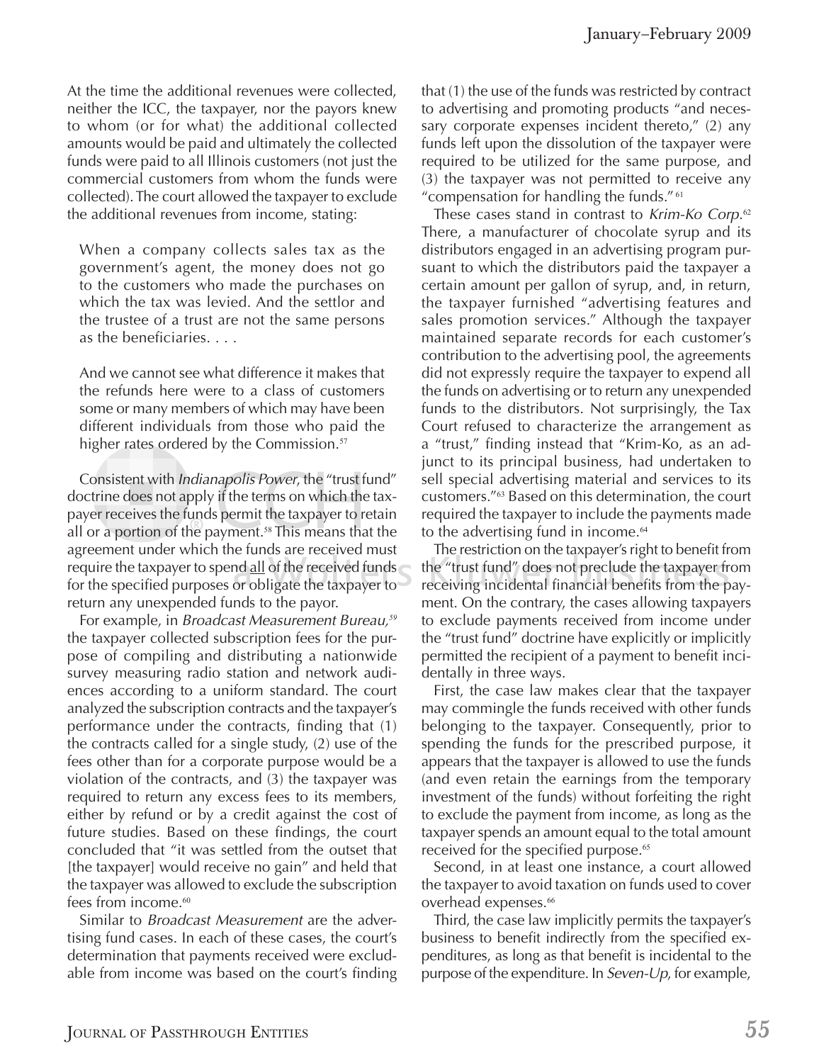At the time the additional revenues were collected, neither the ICC, the taxpayer, nor the payors knew to whom (or for what) the additional collected amounts would be paid and ultimately the collected funds were paid to all Illinois customers (not just the commercial customers from whom the funds were collected). The court allowed the taxpayer to exclude the additional revenues from income, stating:

> When a company collects sales tax as the government's agent, the money does not go to the customers who made the purchases on which the tax was levied. And the settlor and the trustee of a trust are not the same persons as the beneficiaries. . . .
>
> And we cannot see what difference it makes that the refunds here were to a class of customers some or many members of which may have been different individuals from those who paid the higher rates ordered by the Commission.[57]

Consistent with *Indianapolis Power*, the "trust fund" doctrine does not apply if the terms on which the taxpayer receives the funds permit the taxpayer to retain all or a portion of the payment.[58] This means that the agreement under which the funds are received must require the taxpayer to spend all of the received funds for the specified purposes or obligate the taxpayer to return any unexpended funds to the payor.

For example, in *Broadcast Measurement Bureau,*[59] the taxpayer collected subscription fees for the purpose of compiling and distributing a nationwide survey measuring radio station and network audiences according to a uniform standard. The court analyzed the subscription contracts and the taxpayer's performance under the contracts, finding that (1) the contracts called for a single study, (2) use of the fees other than for a corporate purpose would be a violation of the contracts, and (3) the taxpayer was required to return any excess fees to its members, either by refund or by a credit against the cost of future studies. Based on these findings, the court concluded that "it was settled from the outset that [the taxpayer] would receive no gain" and held that the taxpayer was allowed to exclude the subscription fees from income.[60]

Similar to *Broadcast Measurement* are the advertising fund cases. In each of these cases, the court's determination that payments received were excludable from income was based on the court's finding that (1) the use of the funds was restricted by contract to advertising and promoting products "and necessary corporate expenses incident thereto," (2) any funds left upon the dissolution of the taxpayer were required to be utilized for the same purpose, and (3) the taxpayer was not permitted to receive any "compensation for handling the funds."[61]

These cases stand in contrast to *Krim-Ko Corp.*[62] There, a manufacturer of chocolate syrup and its distributors engaged in an advertising program pursuant to which the distributors paid the taxpayer a certain amount per gallon of syrup, and, in return, the taxpayer furnished "advertising features and sales promotion services." Although the taxpayer maintained separate records for each customer's contribution to the advertising pool, the agreements did not expressly require the taxpayer to expend all the funds on advertising or to return any unexpended funds to the distributors. Not surprisingly, the Tax Court refused to characterize the arrangement as a "trust," finding instead that "Krim-Ko, as an adjunct to its principal business, had undertaken to sell special advertising material and services to its customers."[63] Based on this determination, the court required the taxpayer to include the payments made to the advertising fund in income.[64]

The restriction on the taxpayer's right to benefit from the "trust fund" does not preclude the taxpayer from receiving incidental financial benefits from the payment. On the contrary, the cases allowing taxpayers to exclude payments received from income under the "trust fund" doctrine have explicitly or implicitly permitted the recipient of a payment to benefit incidentally in three ways.

First, the case law makes clear that the taxpayer may commingle the funds received with other funds belonging to the taxpayer. Consequently, prior to spending the funds for the prescribed purpose, it appears that the taxpayer is allowed to use the funds (and even retain the earnings from the temporary investment of the funds) without forfeiting the right to exclude the payment from income, as long as the taxpayer spends an amount equal to the total amount received for the specified purpose.[65]

Second, in at least one instance, a court allowed the taxpayer to avoid taxation on funds used to cover overhead expenses.[66]

Third, the case law implicitly permits the taxpayer's business to benefit indirectly from the specified expenditures, as long as that benefit is incidental to the purpose of the expenditure. In *Seven-Up*, for example,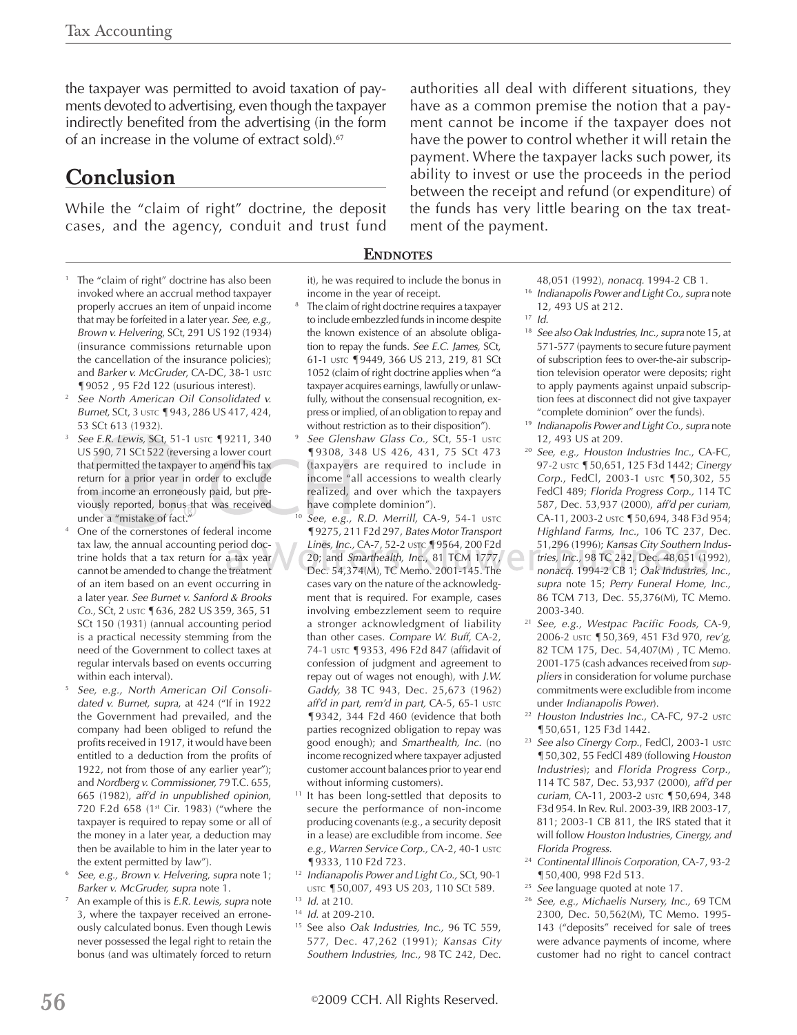the taxpayer was permitted to avoid taxation of payments devoted to advertising, even though the taxpayer indirectly benefited from the advertising (in the form of an increase in the volume of extract sold).[67]

## Conclusion

While the "claim of right" doctrine, the deposit cases, and the agency, conduit and trust fund authorities all deal with different situations, they have as a common premise the notion that a payment cannot be income if the taxpayer does not have the power to control whether it will retain the payment. Where the taxpayer lacks such power, its ability to invest or use the proceeds in the period between the receipt and refund (or expenditure) of the funds has very little bearing on the tax treatment of the payment.

### Endnotes

1. The "claim of right" doctrine has also been invoked where an accrual method taxpayer properly accrues an item of unpaid income that may be forfeited in a later year. *See, e.g., Brown v. Helvering*, SCt, 291 US 192 (1934) (insurance commissions returnable upon the cancellation of the insurance policies); and *Barker v. McGruder*, CA-DC, 38-1 USTC ¶9052 , 95 F2d 122 (usurious interest).
2. *See North American Oil Consolidated v. Burnet*, SCt, 3 USTC ¶943, 286 US 417, 424, 53 SCt 613 (1932).
3. *See E.R. Lewis*, SCt, 51-1 USTC ¶9211, 340 US 590, 71 SCt 522 (reversing a lower court that permitted the taxpayer to amend his tax return for a prior year in order to exclude from income an erroneously paid, but previously reported, bonus that was received under a "mistake of fact."
4. One of the cornerstones of federal income tax law, the annual accounting period doctrine holds that a tax return for a tax year cannot be amended to change the treatment of an item based on an event occurring in a later year. *See Burnet v. Sanford & Brooks Co.*, SCt, 2 USTC ¶636, 282 US 359, 365, 51 SCt 150 (1931) (annual accounting period is a practical necessity stemming from the need of the Government to collect taxes at regular intervals based on events occurring within each interval).
5. *See, e.g., North American Oil Consolidated v. Burnet, supra*, at 424 ("If in 1922 the Government had prevailed, and the company had been obliged to refund the profits received in 1917, it would have been entitled to a deduction from the profits of 1922, not from those of any earlier year"); and *Nordberg v. Commissioner*, 79 T.C. 655, 665 (1982), *aff'd in unpublished opinion*, 720 F.2d 658 (1st Cir. 1983) ("where the taxpayer is required to repay some or all of the money in a later year, a deduction may then be available to him in the later year to the extent permitted by law").
6. *See, e.g., Brown v. Helvering, supra* note 1; *Barker v. McGruder, supra* note 1.
7. An example of this is *E.R. Lewis, supra* note 3, where the taxpayer received an erroneously calculated bonus. Even though Lewis never possessed the legal right to retain the bonus (and was ultimately forced to return it), he was required to include the bonus in income in the year of receipt.
8. The claim of right doctrine requires a taxpayer to include embezzled funds in income despite the known existence of an absolute obligation to repay the funds. *See E.C. James*, SCt, 61-1 USTC ¶9449, 366 US 213, 219, 81 SCt 1052 (claim of right doctrine applies when "a taxpayer acquires earnings, lawfully or unlawfully, without the consensual recognition, express or implied, of an obligation to repay and without restriction as to their disposition").
9. *See Glenshaw Glass Co.*, SCt, 55-1 USTC ¶9308, 348 US 426, 431, 75 SCt 473 (taxpayers are required to include in income "all accessions to wealth clearly realized, and over which the taxpayers have complete dominion").
10. *See, e.g., R.D. Merrill*, CA-9, 54-1 USTC ¶9275, 211 F2d 297, *Bates Motor Transport Lines, Inc.*, CA-7, 52-2 USTC ¶9564, 200 F2d 20; and *Smarthealth, Inc.*, 81 TCM 1777, Dec. 54,374(M), TC Memo. 2001-145. The cases vary on the nature of the acknowledgment that is required. For example, cases involving embezzlement seem to require a stronger acknowledgment of liability than other cases. *Compare W. Buff*, CA-2, 74-1 USTC ¶9353, 496 F2d 847 (affidavit of confession of judgment and agreement to repay out of wages not enough), with *J.W. Gaddy*, 38 TC 943, Dec. 25,673 (1962) *aff'd in part, rem'd in part*, CA-5, 65-1 USTC ¶9342, 344 F2d 460 (evidence that both parties recognized obligation to repay was good enough); and *Smarthealth, Inc.* (no income recognized where taxpayer adjusted customer account balances prior to year end without informing customers).
11. It has been long-settled that deposits to secure the performance of non-income producing covenants (e.g., a security deposit in a lease) are excludible from income. *See e.g., Warren Service Corp.*, CA-2, 40-1 USTC ¶9333, 110 F2d 723.
12. *Indianapolis Power and Light Co.*, SCt, 90-1 USTC ¶50,007, 493 US 203, 110 SCt 589.
13. *Id.* at 210.
14. *Id.* at 209-210.
15. See also *Oak Industries, Inc.*, 96 TC 559, 577, Dec. 47,262 (1991); *Kansas City Southern Industries, Inc.*, 98 TC 242, Dec. 48,051 (1992), *nonacq.* 1994-2 CB 1.
16. *Indianapolis Power and Light Co., supra* note 12, 493 US at 212.
17. *Id.*
18. *See also Oak Industries, Inc., supra* note 15, at 571-577 (payments to secure future payment of subscription fees to over-the-air subscription television operator were deposits; right to apply payments against unpaid subscription fees at disconnect did not give taxpayer "complete dominion" over the funds).
19. *Indianapolis Power and Light Co., supra* note 12, 493 US at 209.
20. *See, e.g., Houston Industries Inc.*, CA-FC, 97-2 USTC ¶50,651, 125 F3d 1442; *Cinergy Corp.*, FedCl, 2003-1 USTC ¶50,302, 55 FedCl 489; *Florida Progress Corp.*, 114 TC 587, Dec. 53,937 (2000), *aff'd per curiam*, CA-11, 2003-2 USTC ¶50,694, 348 F3d 954; *Highland Farms, Inc.*, 106 TC 237, Dec. 51,296 (1996); *Kansas City Southern Industries, Inc.*, 98 TC 242, Dec. 48,051 (1992), *nonacq.* 1994-2 CB 1; *Oak Industries, Inc., supra* note 15; *Perry Funeral Home, Inc.*, 86 TCM 713, Dec. 55,376(M), TC Memo. 2003-340.
21. *See, e.g., Westpac Pacific Foods*, CA-9, 2006-2 USTC ¶50,369, 451 F3d 970, *rev'g*, 82 TCM 175, Dec. 54,407(M) , TC Memo. 2001-175 (cash advances received from *suppliers* in consideration for volume purchase commitments were excludible from income under *Indianapolis Power*).
22. *Houston Industries Inc.*, CA-FC, 97-2 USTC ¶50,651, 125 F3d 1442.
23. *See also Cinergy Corp.*, FedCl, 2003-1 USTC ¶50,302, 55 FedCl 489 (following *Houston Industries*); and *Florida Progress Corp.*, 114 TC 587, Dec. 53,937 (2000), *aff'd per curiam*, CA-11, 2003-2 USTC ¶50,694, 348 F3d 954. In Rev. Rul. 2003-39, IRB 2003-17, 811; 2003-1 CB 811, the IRS stated that it will follow *Houston Industries, Cinergy, and Florida Progress*.
24. *Continental Illinois Corporation*, CA-7, 93-2 ¶50,400, 998 F2d 513.
25. *See* language quoted at note 17.
26. *See, e.g., Michaelis Nursery, Inc.*, 69 TCM 2300, Dec. 50,562(M), TC Memo. 1995-143 ("deposits" received for sale of trees were advance payments of income, where customer had no right to cancel contract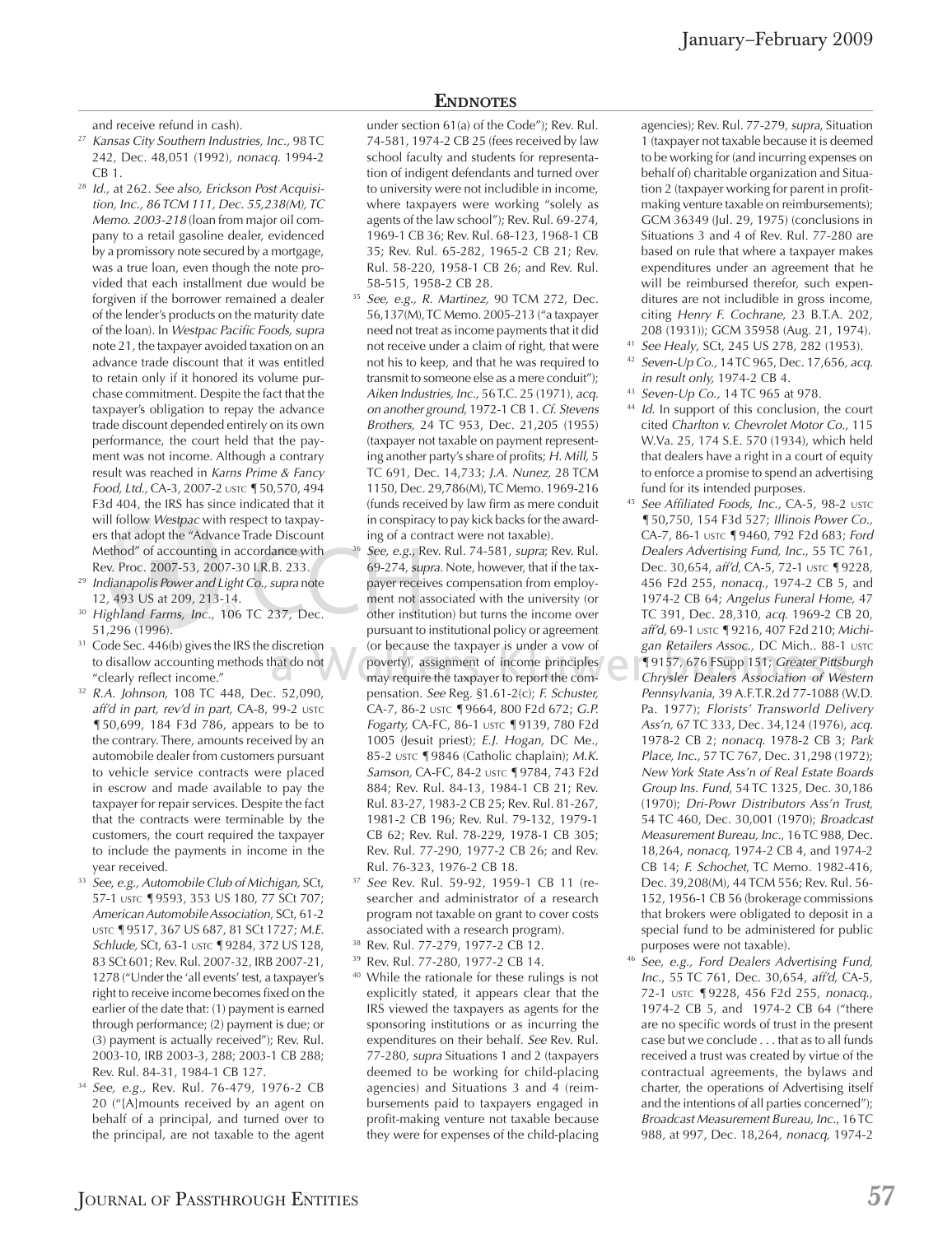## ENDNOTES

and receive refund in cash).

[27] *Kansas City Southern Industries, Inc.,* 98 TC 242, Dec. 48,051 (1992), *nonacq*. 1994-2 CB 1.

[28] *Id.,* at 262. *See also, Erickson Post Acquisition, Inc., 86 TCM 111, Dec. 55,238(M), TC Memo. 2003-218* (loan from major oil company to a retail gasoline dealer, evidenced by a promissory note secured by a mortgage, was a true loan, even though the note provided that each installment due would be forgiven if the borrower remained a dealer of the lender's products on the maturity date of the loan). In *Westpac Pacific Foods, supra* note 21, the taxpayer avoided taxation on an advance trade discount that it was entitled to retain only if it honored its volume purchase commitment. Despite the fact that the taxpayer's obligation to repay the advance trade discount depended entirely on its own performance, the court held that the payment was not income. Although a contrary result was reached in *Karns Prime & Fancy Food, Ltd.,* CA-3, 2007-2 USTC ¶50,570, 494 F3d 404, the IRS has since indicated that it will follow *Westpac* with respect to taxpayers that adopt the "Advance Trade Discount Method" of accounting in accordance with Rev. Proc. 2007-53, 2007-30 I.R.B. 233.

[29] *Indianapolis Power and Light Co., supra* note 12, 493 US at 209, 213-14.

[30] *Highland Farms, Inc.*, 106 TC 237, Dec. 51,296 (1996).

[31] Code Sec. 446(b) gives the IRS the discretion to disallow accounting methods that do not "clearly reflect income."

[32] *R.A. Johnson,* 108 TC 448, Dec. 52,090, *aff'd in part, rev'd in part,* CA-8, 99-2 USTC ¶50,699, 184 F3d 786, appears to be to the contrary. There, amounts received by an automobile dealer from customers pursuant to vehicle service contracts were placed in escrow and made available to pay the taxpayer for repair services. Despite the fact that the contracts were terminable by the customers, the court required the taxpayer to include the payments in income in the year received.

[33] *See*, e.g., *Automobile Club of Michigan,* SCt, 57-1 USTC ¶9593, 353 US 180, 77 SCt 707; *American Automobile Association,* SCt, 61-2 USTC ¶9517, 367 US 687, 81 SCt 1727; *M.E. Schlude,* SCt, 63-1 USTC ¶9284, 372 US 128, 83 SCt 601; Rev. Rul. 2007-32, IRB 2007-21, 1278 ("Under the 'all events' test, a taxpayer's right to receive income becomes fixed on the earlier of the date that: (1) payment is earned through performance; (2) payment is due; or (3) payment is actually received"); Rev. Rul. 2003-10, IRB 2003-3, 288; 2003-1 CB 288; Rev. Rul. 84-31, 1984-1 CB 127.

[34] *See, e.g.,* Rev. Rul. 76-479, 1976-2 CB 20 ("[A]mounts received by an agent on behalf of a principal, and turned over to the principal, are not taxable to the agent under section 61(a) of the Code"); Rev. Rul. 74-581, 1974-2 CB 25 (fees received by law school faculty and students for representation of indigent defendants and turned over to university were not includible in income, where taxpayers were working "solely as agents of the law school"); Rev. Rul. 69-274, 1969-1 CB 36; Rev. Rul. 68-123, 1968-1 CB 35; Rev. Rul. 65-282, 1965-2 CB 21; Rev. Rul. 58-220, 1958-1 CB 26; and Rev. Rul. 58-515, 1958-2 CB 28.

[35] *See, e.g., R. Martinez,* 90 TCM 272, Dec. 56,137(M), TC Memo. 2005-213 ("a taxpayer need not treat as income payments that it did not receive under a claim of right, that were not his to keep, and that he was required to transmit to someone else as a mere conduit"); *Aiken Industries, Inc.,* 56 T.C. 25 (1971), *acq. on another ground,* 1972-1 CB 1. *Cf. Stevens Brothers,* 24 TC 953, Dec. 21,205 (1955) (taxpayer not taxable on payment representing another party's share of profits; *H. Mill,* 5 TC 691, Dec. 14,733; *J.A. Nunez,* 28 TCM 1150, Dec. 29,786(M), TC Memo. 1969-216 (funds received by law firm as mere conduit in conspiracy to pay kick backs for the awarding of a contract were not taxable).

[36] *See, e.g.,* Rev. Rul. 74-581, *supra*; Rev. Rul. 69-274, *supra*. Note, however, that if the taxpayer receives compensation from employment not associated with the university (or other institution) but turns the income over pursuant to institutional policy or agreement (or because the taxpayer is under a vow of poverty), assignment of income principles may require the taxpayer to report the compensation. *See* Reg. §1.61-2(c); *F. Schuster,* CA-7, 86-2 USTC ¶9664, 800 F2d 672; *G.P. Fogarty,* CA-FC, 86-1 USTC ¶9139, 780 F2d 1005 (Jesuit priest); *E.J. Hogan,* DC Me., 85-2 USTC ¶9846 (Catholic chaplain); *M.K. Samson,* CA-FC, 84-2 USTC ¶9784, 743 F2d 884; Rev. Rul. 84-13, 1984-1 CB 21; Rev. Rul. 83-27, 1983-2 CB 25; Rev. Rul. 81-267, 1981-2 CB 196; Rev. Rul. 79-132, 1979-1 CB 62; Rev. Rul. 78-229, 1978-1 CB 305; Rev. Rul. 77-290, 1977-2 CB 26; and Rev. Rul. 76-323, 1976-2 CB 18.

[37] *See* Rev. Rul. 59-92, 1959-1 CB 11 (researcher and administrator of a research program not taxable on grant to cover costs associated with a research program).

[38] Rev. Rul. 77-279, 1977-2 CB 12.

[39] Rev. Rul. 77-280, 1977-2 CB 14.

[40] While the rationale for these rulings is not explicitly stated, it appears clear that the IRS viewed the taxpayers as agents for the sponsoring institutions or as incurring the expenditures on their behalf. *See* Rev. Rul. 77-280, *supra* Situations 1 and 2 (taxpayers deemed to be working for child-placing agencies) and Situations 3 and 4 (reimbursements paid to taxpayers engaged in profit-making venture not taxable because they were for expenses of the child-placing agencies); Rev. Rul. 77-279, *supra*, Situation 1 (taxpayer not taxable because it is deemed to be working for (and incurring expenses on behalf of) charitable organization and Situation 2 (taxpayer working for parent in profit-making venture taxable on reimbursements); GCM 36349 (Jul. 29, 1975) (conclusions in Situations 3 and 4 of Rev. Rul. 77-280 are based on rule that where a taxpayer makes expenditures under an agreement that he will be reimbursed therefor, such expenditures are not includible in gross income, citing *Henry F. Cochrane*, 23 B.T.A. 202, 208 (1931)); GCM 35958 (Aug. 21, 1974).

[41] *See Healy*, SCt, 245 US 278, 282 (1953).

[42] *Seven-Up Co.,* 14 TC 965, Dec. 17,656, *acq. in result only,* 1974-2 CB 4.

[43] *Seven-Up Co.,* 14 TC 965 at 978.

[44] *Id.* In support of this conclusion, the court cited *Charlton v. Chevrolet Motor Co.*, 115 W.Va. 25, 174 S.E. 570 (1934), which held that dealers have a right in a court of equity to enforce a promise to spend an advertising fund for its intended purposes.

[45] *See Affiliated Foods, Inc.,* CA-5, 98-2 USTC ¶50,750, 154 F3d 527; *Illinois Power Co.,* CA-7, 86-1 USTC ¶9460, 792 F2d 683; *Ford Dealers Advertising Fund, Inc.,* 55 TC 761, Dec. 30,654, *aff'd,* CA-5, 72-1 USTC ¶9228, 456 F2d 255, *nonacq.,* 1974-2 CB 5, and 1974-2 CB 64; *Angelus Funeral Home,* 47 TC 391, Dec. 28,310, *acq.* 1969-2 CB 20, *aff'd,* 69-1 USTC ¶9216, 407 F2d 210; *Michigan Retailers Assoc.,* DC Mich.. 88-1 USTC ¶9157, 676 FSupp 151; *Greater Pittsburgh Chrysler Dealers Association of Western Pennsylvania,* 39 A.F.T.R.2d 77-1088 (W.D. Pa. 1977); *Florists' Transworld Delivery Ass'n,* 67 TC 333, Dec. 34,124 (1976), *acq.* 1978-2 CB 2; *nonacq.* 1978-2 CB 3; *Park Place, Inc.,* 57 TC 767, Dec. 31,298 (1972); *New York State Ass'n of Real Estate Boards Group Ins. Fund,* 54 TC 1325, Dec. 30,186 (1970); *Dri-Powr Distributors Ass'n Trust,* 54 TC 460, Dec. 30,001 (1970); *Broadcast Measurement Bureau, Inc.,* 16 TC 988, Dec. 18,264, *nonacq,* 1974-2 CB 4, and 1974-2 CB 14; *F. Schochet,* TC Memo. 1982-416, Dec. 39,208(M), 44 TCM 556; Rev. Rul. 56-152, 1956-1 CB 56 (brokerage commissions that brokers were obligated to deposit in a special fund to be administered for public purposes were not taxable).

[46] *See, e.g., Ford Dealers Advertising Fund, Inc.,* 55 TC 761, Dec. 30,654, *aff'd,* CA-5, 72-1 USTC ¶9228, 456 F2d 255, *nonacq.,* 1974-2 CB 5, and 1974-2 CB 64 ("there are no specific words of trust in the present case but we conclude . . . that as to all funds received a trust was created by virtue of the contractual agreements, the bylaws and charter, the operations of Advertising itself and the intentions of all parties concerned"); *Broadcast Measurement Bureau, Inc.*, 16 TC 988, at 997, Dec. 18,264, *nonacq,* 1974-2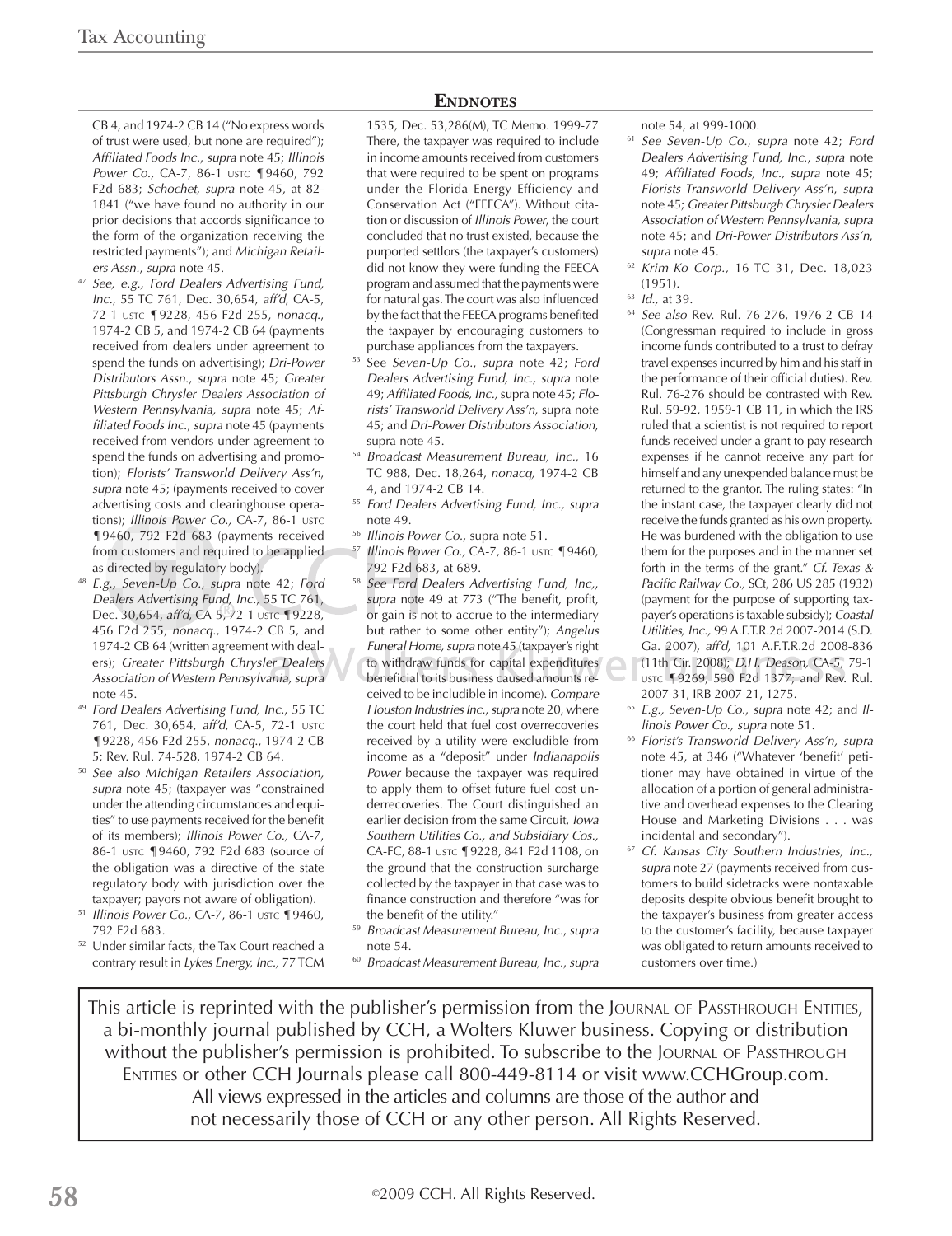## Endnotes

CB 4, and 1974-2 CB 14 ("No express words of trust were used, but none are required"); *Affiliated Foods Inc., supra* note 45; *Illinois Power Co.,* CA-7, 86-1 USTC ¶9460, 792 F2d 683; *Schochet, supra* note 45, at 82-1841 ("we have found no authority in our prior decisions that accords significance to the form of the organization receiving the restricted payments"); and *Michigan Retailers Assn., supra* note 45.

[47] *See, e.g., Ford Dealers Advertising Fund, Inc.,* 55 TC 761, Dec. 30,654, *aff'd,* CA-5, 72-1 USTC ¶9228, 456 F2d 255, *nonacq.,* 1974-2 CB 5, and 1974-2 CB 64 (payments received from dealers under agreement to spend the funds on advertising); *Dri-Power Distributors Assn., supra* note 45; *Greater Pittsburgh Chrysler Dealers Association of Western Pennsylvania, supra* note 45; *Affiliated Foods Inc., supra* note 45 (payments received from vendors under agreement to spend the funds on advertising and promotion); *Florists' Transworld Delivery Ass'n, supra* note 45; (payments received to cover advertising costs and clearinghouse operations); *Illinois Power Co.,* CA-7, 86-1 USTC ¶9460, 792 F2d 683 (payments received from customers and required to be applied as directed by regulatory body).

[48] *E.g., Seven-Up Co., supra* note 42; *Ford Dealers Advertising Fund, Inc.,* 55 TC 761, Dec. 30,654, *aff'd,* CA-5, 72-1 USTC ¶9228, 456 F2d 255, *nonacq.,* 1974-2 CB 5, and 1974-2 CB 64 (written agreement with dealers); *Greater Pittsburgh Chrysler Dealers Association of Western Pennsylvania, supra* note 45.

[49] *Ford Dealers Advertising Fund, Inc.,* 55 TC 761, Dec. 30,654, *aff'd,* CA-5, 72-1 USTC ¶9228, 456 F2d 255, *nonacq.,* 1974-2 CB 5; Rev. Rul. 74-528, 1974-2 CB 64.

[50] *See also Michigan Retailers Association, supra* note 45; (taxpayer was "constrained under the attending circumstances and equities" to use payments received for the benefit of its members); *Illinois Power Co.,* CA-7, 86-1 USTC ¶9460, 792 F2d 683 (source of the obligation was a directive of the state regulatory body with jurisdiction over the taxpayer; payors not aware of obligation).

[51] *Illinois Power Co.,* CA-7, 86-1 USTC ¶9460, 792 F2d 683.

[52] Under similar facts, the Tax Court reached a contrary result in *Lykes Energy, Inc.,* 77 TCM 1535, Dec. 53,286(M), TC Memo. 1999-77 There, the taxpayer was required to include in income amounts received from customers that were required to be spent on programs under the Florida Energy Efficiency and Conservation Act ("FEECA"). Without citation or discussion of *Illinois Power*, the court concluded that no trust existed, because the purported settlors (the taxpayer's customers) did not know they were funding the FEECA program and assumed that the payments were for natural gas. The court was also influenced by the fact that the FEECA programs benefited the taxpayer by encouraging customers to purchase appliances from the taxpayers.

[53] See *Seven-Up Co., supra* note 42; *Ford Dealers Advertising Fund, Inc., supra* note 49; *Affiliated Foods, Inc., supra* note 45; *Florists' Transworld Delivery Ass'n,* supra note 45; and *Dri-Power Distributors Association,* supra note 45.

[54] *Broadcast Measurement Bureau, Inc.,* 16 TC 988, Dec. 18,264, *nonacq,* 1974-2 CB 4, and 1974-2 CB 14.

[55] *Ford Dealers Advertising Fund, Inc., supra* note 49.

[56] *Illinois Power Co.,* supra note 51.

[57] *Illinois Power Co.,* CA-7, 86-1 USTC ¶9460, 792 F2d 683, at 689.

[58] *See Ford Dealers Advertising Fund, Inc,, supra* note 49 at 773 ("The benefit, profit, or gain is not to accrue to the intermediary but rather to some other entity"); *Angelus Funeral Home, supra* note 45 (taxpayer's right to withdraw funds for capital expenditures beneficial to its business caused amounts received to be includible in income). *Compare Houston Industries Inc., supra* note 20, where the court held that fuel cost overrecoveries received by a utility were excludible from income as a "deposit" under *Indianapolis Power* because the taxpayer was required to apply them to offset future fuel cost underrecoveries. The Court distinguished an earlier decision from the same Circuit, *Iowa Southern Utilities Co., and Subsidiary Cos.,* CA-FC, 88-1 USTC ¶9228, 841 F2d 1108, on the ground that the construction surcharge collected by the taxpayer in that case was to finance construction and therefore "was for the benefit of the utility."

[59] *Broadcast Measurement Bureau, Inc., supra* note 54.

[60] *Broadcast Measurement Bureau, Inc., supra* note 54, at 999-1000.

[61] *See Seven-Up Co., supra* note 42; *Ford Dealers Advertising Fund, Inc., supra* note 49; *Affiliated Foods, Inc., supra* note 45; *Florists Transworld Delivery Ass'n, supra* note 45; *Greater Pittsburgh Chrysler Dealers Association of Western Pennsylvania, supra* note 45; and *Dri-Power Distributors Ass'n, supra* note 45.

[62] *Krim-Ko Corp.,* 16 TC 31, Dec. 18,023 (1951).

[63] *Id.,* at 39.

[64] *See also* Rev. Rul. 76-276, 1976-2 CB 14 (Congressman required to include in gross income funds contributed to a trust to defray travel expenses incurred by him and his staff in the performance of their official duties). Rev. Rul. 76-276 should be contrasted with Rev. Rul. 59-92, 1959-1 CB 11, in which the IRS ruled that a scientist is not required to report funds received under a grant to pay research expenses if he cannot receive any part for himself and any unexpended balance must be returned to the grantor. The ruling states: "In the instant case, the taxpayer clearly did not receive the funds granted as his own property. He was burdened with the obligation to use them for the purposes and in the manner set forth in the terms of the grant." *Cf. Texas & Pacific Railway Co.,* SCt, 286 US 285 (1932) (payment for the purpose of supporting taxpayer's operations is taxable subsidy); *Coastal Utilities, Inc.,* 99 A.F.T.R.2d 2007-2014 (S.D. Ga. 2007), *aff'd,* 101 A.F.T.R.2d 2008-836 (11th Cir. 2008); *D.H. Deason,* CA-5, 79-1 USTC ¶9269, 590 F2d 1377; and Rev. Rul. 2007-31, IRB 2007-21, 1275.

[65] *E.g., Seven-Up Co., supra* note 42; and *Illinois Power Co., supra* note 51.

[66] *Florist's Transworld Delivery Ass'n, supra* note 45, at 346 ("Whatever 'benefit' petitioner may have obtained in virtue of the allocation of a portion of general administrative and overhead expenses to the Clearing House and Marketing Divisions . . . was incidental and secondary").

[67] *Cf. Kansas City Southern Industries, Inc., supra* note 27 (payments received from customers to build sidetracks were nontaxable deposits despite obvious benefit brought to the taxpayer's business from greater access to the customer's facility, because taxpayer was obligated to return amounts received to customers over time.)

This article is reprinted with the publisher's permission from the JOURNAL OF PASSTHROUGH ENTITIES, a bi-monthly journal published by CCH, a Wolters Kluwer business. Copying or distribution without the publisher's permission is prohibited. To subscribe to the JOURNAL OF PASSTHROUGH ENTITIES or other CCH Journals please call 800-449-8114 or visit www.CCHGroup.com. All views expressed in the articles and columns are those of the author and not necessarily those of CCH or any other person. All Rights Reserved.